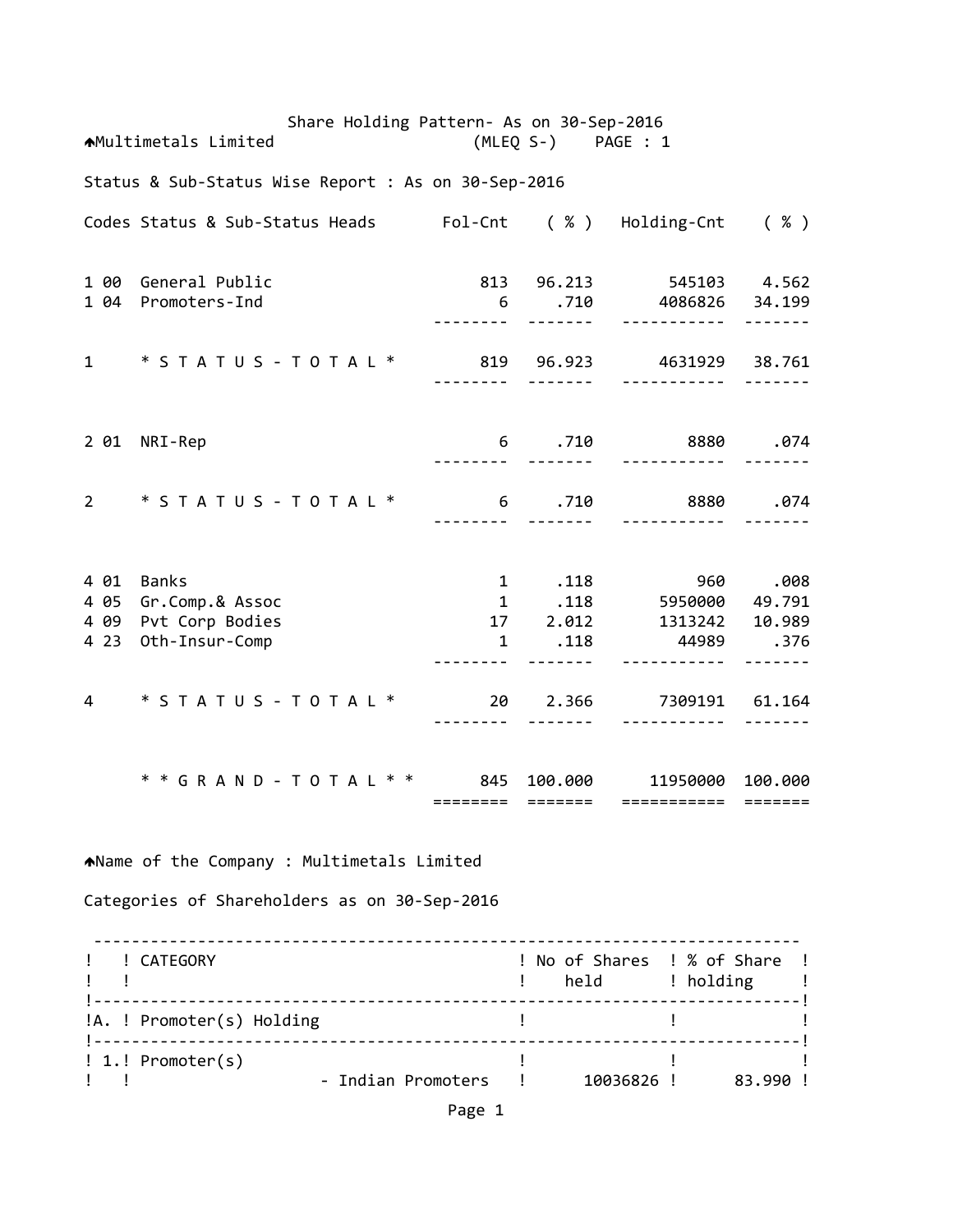Share Holding Pattern- As on 30-Sep-2016

Multimetals Limited (MLEQ S-) PAGE : 1

Status & Sub-Status Wise Report : As on 30-Sep-2016

| Codes | Status & Sub-Status Heads | Fol-Cnt | ( % ) | Holding-Cnt | ( % ) |
|---|---|---|---|---|---|
| 1 00 | General Public | 813 | 96.213 | 545103 | 4.562 |
| 1 04 | Promoters-Ind | 6 | .710 | 4086826 | 34.199 |
| 1 | * S T A T U S - T O T A L * | 819 | 96.923 | 4631929 | 38.761 |
| 2 01 | NRI-Rep | 6 | .710 | 8880 | .074 |
| 2 | * S T A T U S - T O T A L * | 6 | .710 | 8880 | .074 |
| 4 01 | Banks | 1 | .118 | 960 | .008 |
| 4 05 | Gr.Comp.& Assoc | 1 | .118 | 5950000 | 49.791 |
| 4 09 | Pvt Corp Bodies | 17 | 2.012 | 1313242 | 10.989 |
| 4 23 | Oth-Insur-Comp | 1 | .118 | 44989 | .376 |
| 4 | * S T A T U S - T O T A L * | 20 | 2.366 | 7309191 | 61.164 |
| | * * G R A N D - T O T A L * * | 845 | 100.000 | 11950000 | 100.000 |

Name of the Company : Multimetals Limited

Categories of Shareholders as on 30-Sep-2016

| | CATEGORY | No of Shares held | % of Share holding |
|---|---|---|---|
| A. | Promoter(s) Holding | | |
| 1. | Promoter(s) | | |
| | - Indian Promoters | 10036826 | 83.990 |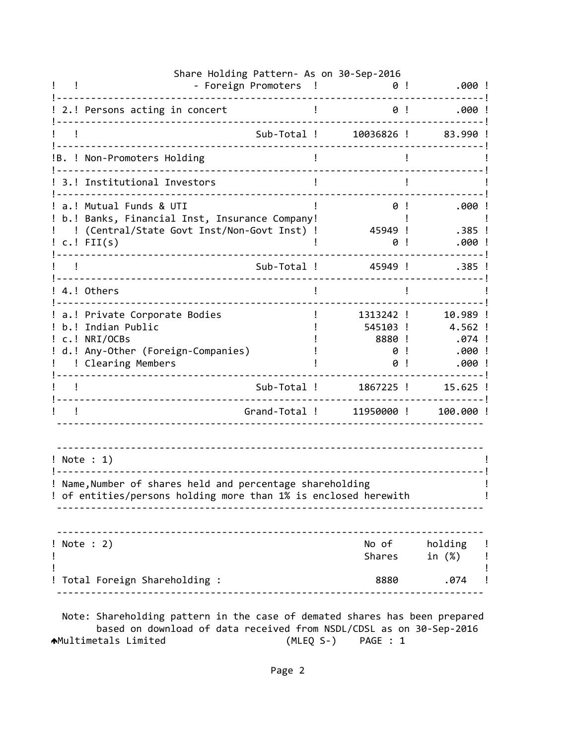Share Holding Pattern- As on 30-Sep-2016

| | | | |
|---|---|---|---|
| | - Foreign Promoters | 0 | .000 |
| 2. | Persons acting in concert | 0 | .000 |
| | Sub-Total | 10036826 | 83.990 |
| B. | Non-Promoters Holding | | |
| 3. | Institutional Investors | | |
| a. | Mutual Funds & UTI | 0 | .000 |
| b. | Banks, Financial Inst, Insurance Company (Central/State Govt Inst/Non-Govt Inst) | 45949 | .385 |
| c. | FII(s) | 0 | .000 |
| | Sub-Total | 45949 | .385 |
| 4. | Others | | |
| a. | Private Corporate Bodies | 1313242 | 10.989 |
| b. | Indian Public | 545103 | 4.562 |
| c. | NRI/OCBs | 8880 | .074 |
| d. | Any-Other (Foreign-Companies) | 0 | .000 |
| | Clearing Members | 0 | .000 |
| | Sub-Total | 1867225 | 15.625 |
| | Grand-Total | 11950000 | 100.000 |

Note : 1)

Name,Number of shares held and percentage shareholding of entities/persons holding more than 1% is enclosed herewith

| Note : 2) | No of Shares | holding in (%) |
|---|---|---|
| Total Foreign Shareholding : | 8880 | .074 |

Note: Shareholding pattern in the case of demated shares has been prepared based on download of data received from NSDL/CDSL as on 30-Sep-2016

Multimetals Limited (MLEQ S-) PAGE : 1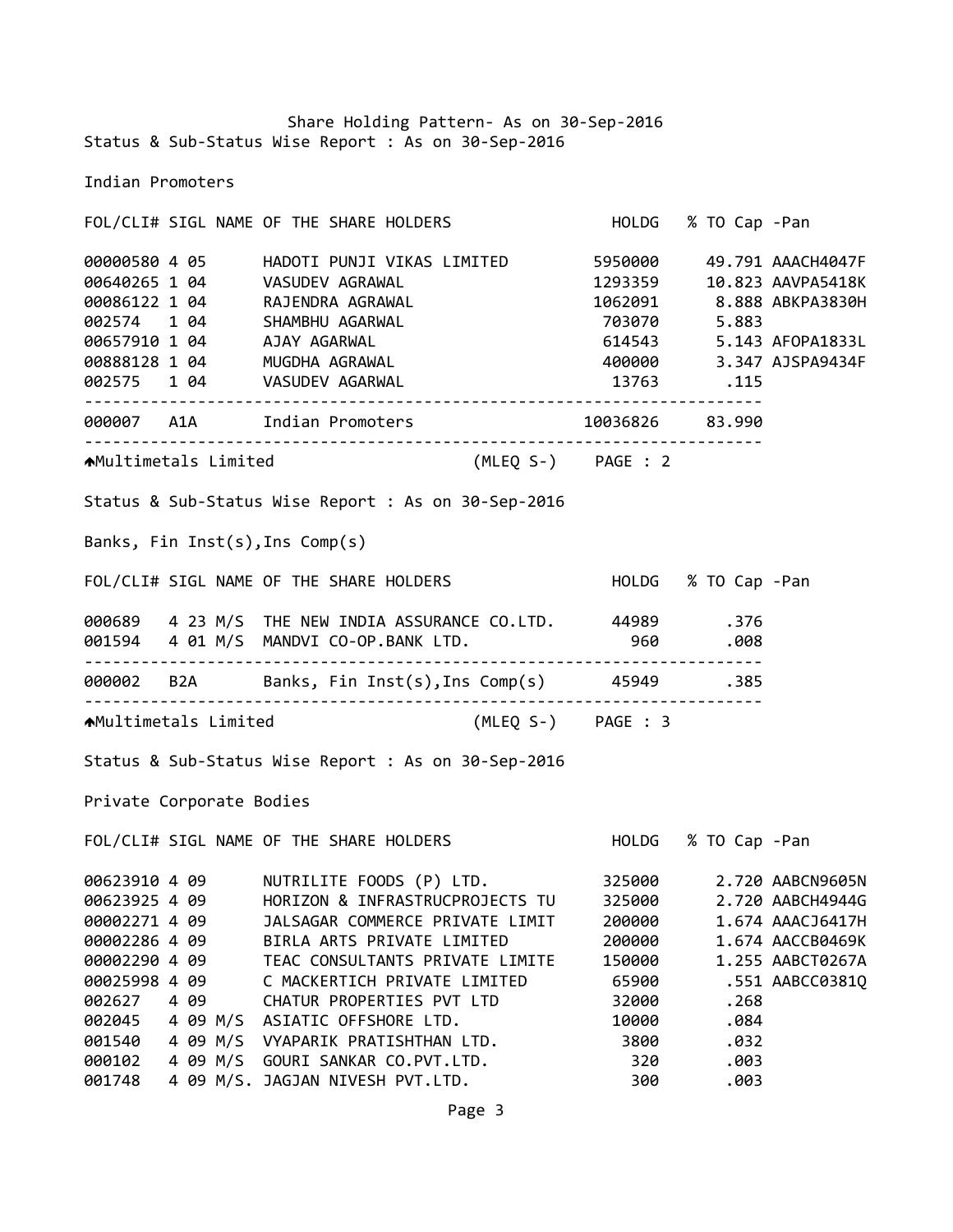Share Holding Pattern- As on 30-Sep-2016

Status & Sub-Status Wise Report : As on 30-Sep-2016

Indian Promoters

| FOL/CLI# | SIGL | NAME OF THE SHARE HOLDERS | HOLDG | % TO Cap | -Pan |
|---|---|---|---|---|---|
| 00000580 | 4 05 | HADOTI PUNJI VIKAS LIMITED | 5950000 | 49.791 | AAACH4047F |
| 00640265 | 1 04 | VASUDEV AGRAWAL | 1293359 | 10.823 | AAVPA5418K |
| 00086122 | 1 04 | RAJENDRA AGRAWAL | 1062091 | 8.888 | ABKPA3830H |
| 002574 | 1 04 | SHAMBHU AGARWAL | 703070 | 5.883 | |
| 00657910 | 1 04 | AJAY AGARWAL | 614543 | 5.143 | AFOPA1833L |
| 00888128 | 1 04 | MUGDHA AGRAWAL | 400000 | 3.347 | AJSPA9434F |
| 002575 | 1 04 | VASUDEV AGARWAL | 13763 | .115 | |
| 000007 | A1A | Indian Promoters | 10036826 | 83.990 | |

Multimetals Limited (MLEQ S-) PAGE : 2

Status & Sub-Status Wise Report : As on 30-Sep-2016

Banks, Fin Inst(s),Ins Comp(s)

| FOL/CLI# | SIGL | NAME OF THE SHARE HOLDERS | HOLDG | % TO Cap | -Pan |
|---|---|---|---|---|---|
| 000689 | 4 23 | M/S THE NEW INDIA ASSURANCE CO.LTD. | 44989 | .376 | |
| 001594 | 4 01 | M/S MANDVI CO-OP.BANK LTD. | 960 | .008 | |
| 000002 | B2A | Banks, Fin Inst(s),Ins Comp(s) | 45949 | .385 | |

Multimetals Limited (MLEQ S-) PAGE : 3

Status & Sub-Status Wise Report : As on 30-Sep-2016

Private Corporate Bodies

| FOL/CLI# | SIGL | NAME OF THE SHARE HOLDERS | HOLDG | % TO Cap | -Pan |
|---|---|---|---|---|---|
| 00623910 | 4 09 | NUTRILITE FOODS (P) LTD. | 325000 | 2.720 | AABCN9605N |
| 00623925 | 4 09 | HORIZON & INFRASTRUCPROJECTS TU | 325000 | 2.720 | AABCH4944G |
| 00002271 | 4 09 | JALSAGAR COMMERCE PRIVATE LIMIT | 200000 | 1.674 | AAACJ6417H |
| 00002286 | 4 09 | BIRLA ARTS PRIVATE LIMITED | 200000 | 1.674 | AACCB0469K |
| 00002290 | 4 09 | TEAC CONSULTANTS PRIVATE LIMITE | 150000 | 1.255 | AABCT0267A |
| 00025998 | 4 09 | C MACKERTICH PRIVATE LIMITED | 65900 | .551 | AABCC0381Q |
| 002627 | 4 09 | CHATUR PROPERTIES PVT LTD | 32000 | .268 | |
| 002045 | 4 09 | M/S ASIATIC OFFSHORE LTD. | 10000 | .084 | |
| 001540 | 4 09 | M/S VYAPARIK PRATISHTHAN LTD. | 3800 | .032 | |
| 000102 | 4 09 | M/S GOURI SANKAR CO.PVT.LTD. | 320 | .003 | |
| 001748 | 4 09 | M/S. JAGJAN NIVESH PVT.LTD. | 300 | .003 | |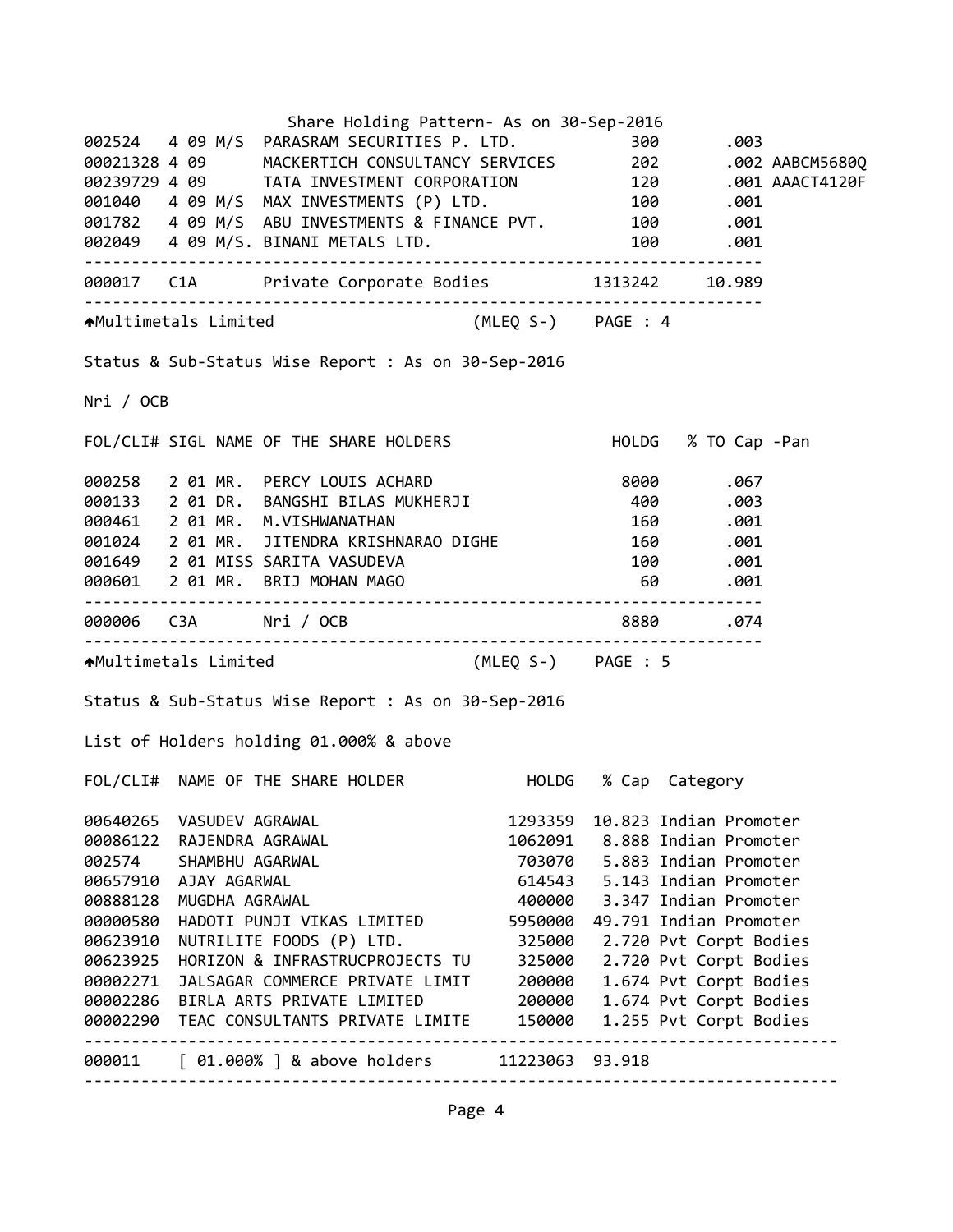Share Holding Pattern- As on 30-Sep-2016

| FOL/CLI# | SIGL | NAME OF THE SHARE HOLDERS | HOLDG | % TO Cap | -Pan |
|---|---|---|---|---|---|
| 002524 | 4 09 | M/S PARASRAM SECURITIES P. LTD. | 300 | .003 | |
| 00021328 | 4 09 | MACKERTICH CONSULTANCY SERVICES | 202 | .002 | AABCM5680Q |
| 00239729 | 4 09 | TATA INVESTMENT CORPORATION | 120 | .001 | AAACT4120F |
| 001040 | 4 09 | M/S MAX INVESTMENTS (P) LTD. | 100 | .001 | |
| 001782 | 4 09 | M/S ABU INVESTMENTS & FINANCE PVT. | 100 | .001 | |
| 002049 | 4 09 | M/S. BINANI METALS LTD. | 100 | .001 | |
| 000017 | C1A | Private Corporate Bodies | 1313242 | 10.989 | |

Multimetals Limited (MLEQ S-) PAGE : 4

Status & Sub-Status Wise Report : As on 30-Sep-2016

Nri / OCB

| FOL/CLI# | SIGL | NAME OF THE SHARE HOLDERS | HOLDG | % TO Cap | -Pan |
|---|---|---|---|---|---|
| 000258 | 2 01 | MR. PERCY LOUIS ACHARD | 8000 | .067 | |
| 000133 | 2 01 | DR. BANGSHI BILAS MUKHERJI | 400 | .003 | |
| 000461 | 2 01 | MR. M.VISHWANATHAN | 160 | .001 | |
| 001024 | 2 01 | MR. JITENDRA KRISHNARAO DIGHE | 160 | .001 | |
| 001649 | 2 01 | MISS SARITA VASUDEVA | 100 | .001 | |
| 000601 | 2 01 | MR. BRIJ MOHAN MAGO | 60 | .001 | |
| 000006 | C3A | Nri / OCB | 8880 | .074 | |

Multimetals Limited (MLEQ S-) PAGE : 5

Status & Sub-Status Wise Report : As on 30-Sep-2016

List of Holders holding 01.000% & above

| FOL/CLI# | NAME OF THE SHARE HOLDER | HOLDG | % Cap | Category |
|---|---|---|---|---|
| 00640265 | VASUDEV AGRAWAL | 1293359 | 10.823 | Indian Promoter |
| 00086122 | RAJENDRA AGRAWAL | 1062091 | 8.888 | Indian Promoter |
| 002574 | SHAMBHU AGARWAL | 703070 | 5.883 | Indian Promoter |
| 00657910 | AJAY AGARWAL | 614543 | 5.143 | Indian Promoter |
| 00888128 | MUGDHA AGRAWAL | 400000 | 3.347 | Indian Promoter |
| 00000580 | HADOTI PUNJI VIKAS LIMITED | 5950000 | 49.791 | Indian Promoter |
| 00623910 | NUTRILITE FOODS (P) LTD. | 325000 | 2.720 | Pvt Corpt Bodies |
| 00623925 | HORIZON & INFRASTRUCPROJECTS TU | 325000 | 2.720 | Pvt Corpt Bodies |
| 00002271 | JALSAGAR COMMERCE PRIVATE LIMIT | 200000 | 1.674 | Pvt Corpt Bodies |
| 00002286 | BIRLA ARTS PRIVATE LIMITED | 200000 | 1.674 | Pvt Corpt Bodies |
| 00002290 | TEAC CONSULTANTS PRIVATE LIMITE | 150000 | 1.255 | Pvt Corpt Bodies |
| 000011 | [ 01.000% ] & above holders | 11223063 | 93.918 | |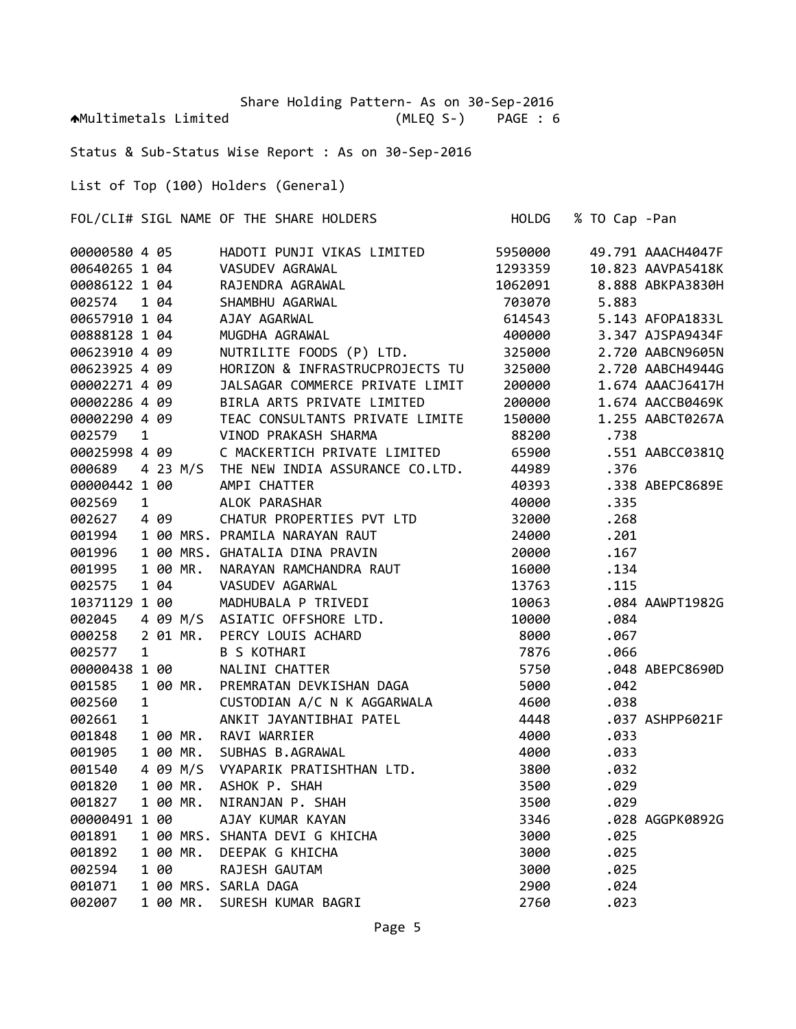Share Holding Pattern- As on 30-Sep-2016

Multimetals Limited (MLEQ S-) PAGE : 6

Status & Sub-Status Wise Report : As on 30-Sep-2016

List of Top (100) Holders (General)

| FOL/CLI# | SIGL | NAME OF THE SHARE HOLDERS | HOLDG | % TO Cap | -Pan |
|---|---|---|---|---|---|
| 00000580 | 4 05 | HADOTI PUNJI VIKAS LIMITED | 5950000 | 49.791 | AAACH4047F |
| 00640265 | 1 04 | VASUDEV AGRAWAL | 1293359 | 10.823 | AAVPA5418K |
| 00086122 | 1 04 | RAJENDRA AGRAWAL | 1062091 | 8.888 | ABKPA3830H |
| 002574 | 1 04 | SHAMBHU AGARWAL | 703070 | 5.883 | |
| 00657910 | 1 04 | AJAY AGARWAL | 614543 | 5.143 | AFOPA1833L |
| 00888128 | 1 04 | MUGDHA AGRAWAL | 400000 | 3.347 | AJSPA9434F |
| 00623910 | 4 09 | NUTRILITE FOODS (P) LTD. | 325000 | 2.720 | AABCN9605N |
| 00623925 | 4 09 | HORIZON & INFRASTRUCPROJECTS TU | 325000 | 2.720 | AABCH4944G |
| 00002271 | 4 09 | JALSAGAR COMMERCE PRIVATE LIMIT | 200000 | 1.674 | AAACJ6417H |
| 00002286 | 4 09 | BIRLA ARTS PRIVATE LIMITED | 200000 | 1.674 | AACCB0469K |
| 00002290 | 4 09 | TEAC CONSULTANTS PRIVATE LIMITE | 150000 | 1.255 | AABCT0267A |
| 002579 | 1 | VINOD PRAKASH SHARMA | 88200 | .738 | |
| 00025998 | 4 09 | C MACKERTICH PRIVATE LIMITED | 65900 | .551 | AABCC0381Q |
| 000689 | 4 23 | M/S THE NEW INDIA ASSURANCE CO.LTD. | 44989 | .376 | |
| 00000442 | 1 00 | AMPI CHATTER | 40393 | .338 | ABEPC8689E |
| 002569 | 1 | ALOK PARASHAR | 40000 | .335 | |
| 002627 | 4 09 | CHATUR PROPERTIES PVT LTD | 32000 | .268 | |
| 001994 | 1 00 | MRS. PRAMILA NARAYAN RAUT | 24000 | .201 | |
| 001996 | 1 00 | MRS. GHATALIA DINA PRAVIN | 20000 | .167 | |
| 001995 | 1 00 | MR. NARAYAN RAMCHANDRA RAUT | 16000 | .134 | |
| 002575 | 1 04 | VASUDEV AGARWAL | 13763 | .115 | |
| 10371129 | 1 00 | MADHUBALA P TRIVEDI | 10063 | .084 | AAWPT1982G |
| 002045 | 4 09 | M/S ASIATIC OFFSHORE LTD. | 10000 | .084 | |
| 000258 | 2 01 | MR. PERCY LOUIS ACHARD | 8000 | .067 | |
| 002577 | 1 | B S KOTHARI | 7876 | .066 | |
| 00000438 | 1 00 | NALINI CHATTER | 5750 | .048 | ABEPC8690D |
| 001585 | 1 00 | MR. PREMRATAN DEVKISHAN DAGA | 5000 | .042 | |
| 002560 | 1 | CUSTODIAN A/C N K AGGARWALA | 4600 | .038 | |
| 002661 | 1 | ANKIT JAYANTIBHAI PATEL | 4448 | .037 | ASHPP6021F |
| 001848 | 1 00 | MR. RAVI WARRIER | 4000 | .033 | |
| 001905 | 1 00 | MR. SUBHAS B.AGRAWAL | 4000 | .033 | |
| 001540 | 4 09 | M/S VYAPARIK PRATISHTHAN LTD. | 3800 | .032 | |
| 001820 | 1 00 | MR. ASHOK P. SHAH | 3500 | .029 | |
| 001827 | 1 00 | MR. NIRANJAN P. SHAH | 3500 | .029 | |
| 00000491 | 1 00 | AJAY KUMAR KAYAN | 3346 | .028 | AGGPK0892G |
| 001891 | 1 00 | MRS. SHANTA DEVI G KHICHA | 3000 | .025 | |
| 001892 | 1 00 | MR. DEEPAK G KHICHA | 3000 | .025 | |
| 002594 | 1 00 | RAJESH GAUTAM | 3000 | .025 | |
| 001071 | 1 00 | MRS. SARLA DAGA | 2900 | .024 | |
| 002007 | 1 00 | MR. SURESH KUMAR BAGRI | 2760 | .023 | |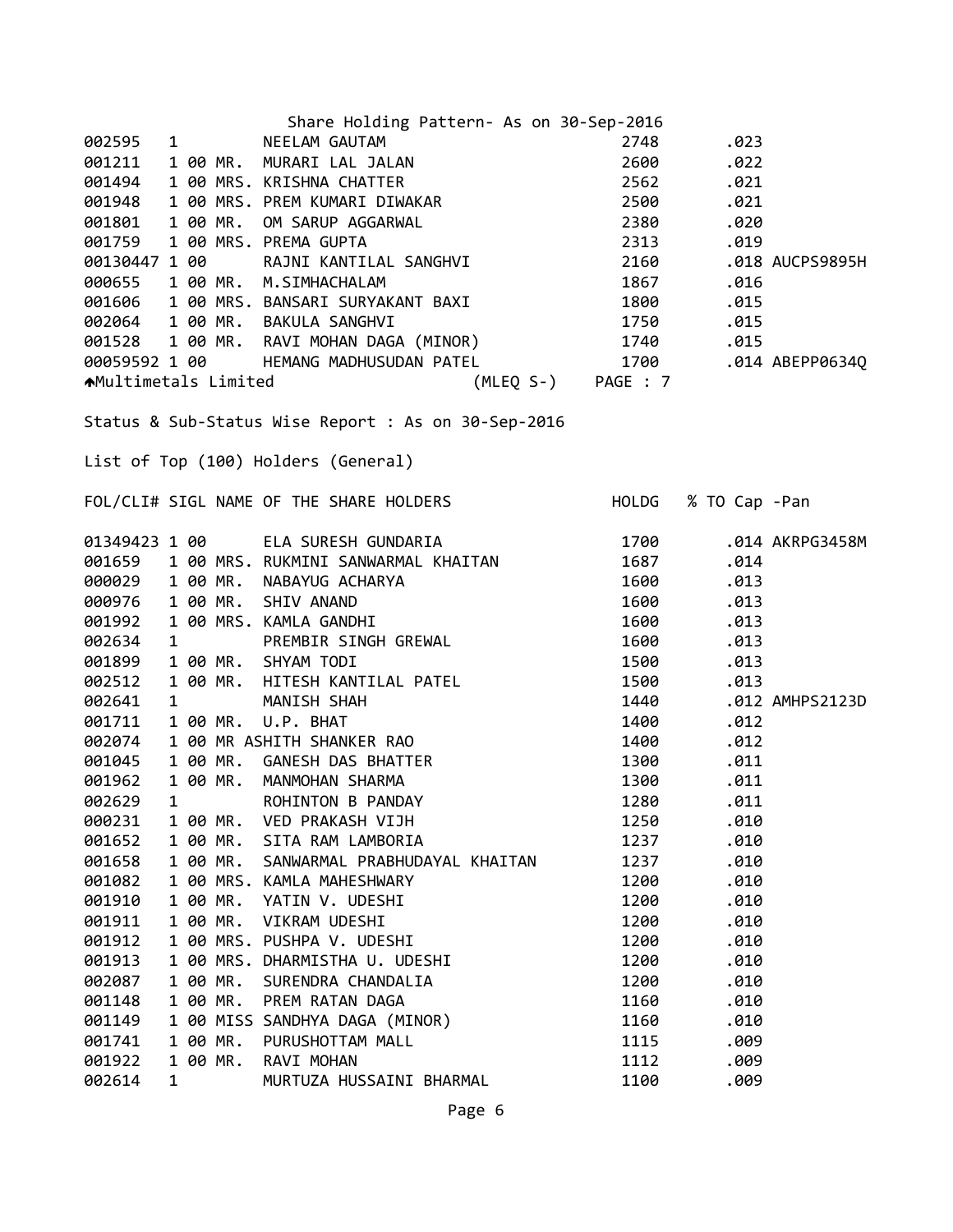Share Holding Pattern- As on 30-Sep-2016

| | | | | |
|---|---|---|---|---|
| 002595 | 1 NEELAM GAUTAM | 2748 | .023 | |
| 001211 | 1 00 MR. MURARI LAL JALAN | 2600 | .022 | |
| 001494 | 1 00 MRS. KRISHNA CHATTER | 2562 | .021 | |
| 001948 | 1 00 MRS. PREM KUMARI DIWAKAR | 2500 | .021 | |
| 001801 | 1 00 MR. OM SARUP AGGARWAL | 2380 | .020 | |
| 001759 | 1 00 MRS. PREMA GUPTA | 2313 | .019 | |
| 00130447 | 1 00 RAJNI KANTILAL SANGHVI | 2160 | .018 | AUCPS9895H |
| 000655 | 1 00 MR. M.SIMHACHALAM | 1867 | .016 | |
| 001606 | 1 00 MRS. BANSARI SURYAKANT BAXI | 1800 | .015 | |
| 002064 | 1 00 MR. BAKULA SANGHVI | 1750 | .015 | |
| 001528 | 1 00 MR. RAVI MOHAN DAGA (MINOR) | 1740 | .015 | |
| 00059592 | 1 00 HEMANG MADHUSUDAN PATEL | 1700 | .014 | ABEPP0634Q |

Multimetals Limited (MLEQ S-) PAGE : 7

Status & Sub-Status Wise Report : As on 30-Sep-2016

List of Top (100) Holders (General)

| FOL/CLI# | SIGL NAME OF THE SHARE HOLDERS | HOLDG | % TO Cap | -Pan |
|---|---|---|---|---|
| 01349423 | 1 00 ELA SURESH GUNDARIA | 1700 | .014 | AKRPG3458M |
| 001659 | 1 00 MRS. RUKMINI SANWARMAL KHAITAN | 1687 | .014 | |
| 000029 | 1 00 MR. NABAYUG ACHARYA | 1600 | .013 | |
| 000976 | 1 00 MR. SHIV ANAND | 1600 | .013 | |
| 001992 | 1 00 MRS. KAMLA GANDHI | 1600 | .013 | |
| 002634 | 1 PREMBIR SINGH GREWAL | 1600 | .013 | |
| 001899 | 1 00 MR. SHYAM TODI | 1500 | .013 | |
| 002512 | 1 00 MR. HITESH KANTILAL PATEL | 1500 | .013 | |
| 002641 | 1 MANISH SHAH | 1440 | .012 | AMHPS2123D |
| 001711 | 1 00 MR. U.P. BHAT | 1400 | .012 | |
| 002074 | 1 00 MR ASHITH SHANKER RAO | 1400 | .012 | |
| 001045 | 1 00 MR. GANESH DAS BHATTER | 1300 | .011 | |
| 001962 | 1 00 MR. MANMOHAN SHARMA | 1300 | .011 | |
| 002629 | 1 ROHINTON B PANDAY | 1280 | .011 | |
| 000231 | 1 00 MR. VED PRAKASH VIJH | 1250 | .010 | |
| 001652 | 1 00 MR. SITA RAM LAMBORIA | 1237 | .010 | |
| 001658 | 1 00 MR. SANWARMAL PRABHUDAYAL KHAITAN | 1237 | .010 | |
| 001082 | 1 00 MRS. KAMLA MAHESHWARY | 1200 | .010 | |
| 001910 | 1 00 MR. YATIN V. UDESHI | 1200 | .010 | |
| 001911 | 1 00 MR. VIKRAM UDESHI | 1200 | .010 | |
| 001912 | 1 00 MRS. PUSHPA V. UDESHI | 1200 | .010 | |
| 001913 | 1 00 MRS. DHARMISTHA U. UDESHI | 1200 | .010 | |
| 002087 | 1 00 MR. SURENDRA CHANDALIA | 1200 | .010 | |
| 001148 | 1 00 MR. PREM RATAN DAGA | 1160 | .010 | |
| 001149 | 1 00 MISS SANDHYA DAGA (MINOR) | 1160 | .010 | |
| 001741 | 1 00 MR. PURUSHOTTAM MALL | 1115 | .009 | |
| 001922 | 1 00 MR. RAVI MOHAN | 1112 | .009 | |
| 002614 | 1 MURTUZA HUSSAINI BHARMAL | 1100 | .009 | |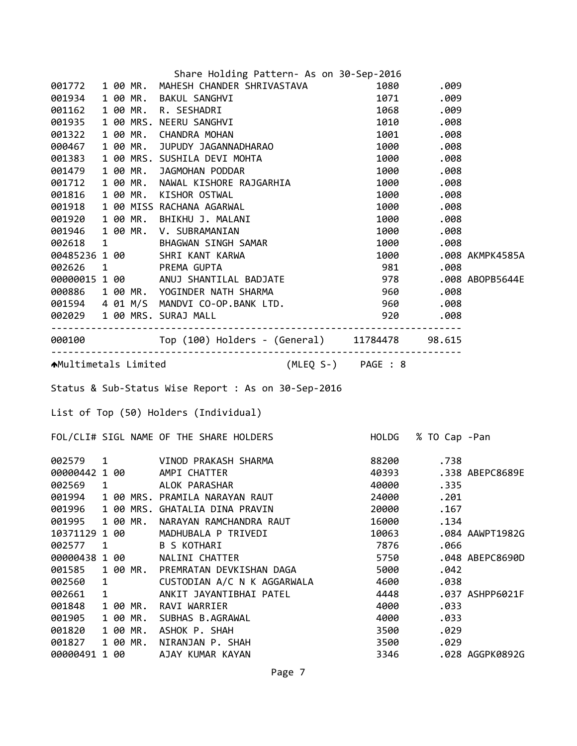Share Holding Pattern- As on 30-Sep-2016

| FOL/CLI# | SIGL | | NAME OF THE SHARE HOLDERS | HOLDG | % TO Cap | -Pan |
|---|---|---|---|---|---|---|
| 001772 | 1 00 | MR. | MAHESH CHANDER SHRIVASTAVA | 1080 | .009 | |
| 001934 | 1 00 | MR. | BAKUL SANGHVI | 1071 | .009 | |
| 001162 | 1 00 | MR. | R. SESHADRI | 1068 | .009 | |
| 001935 | 1 00 | MRS. | NEERU SANGHVI | 1010 | .008 | |
| 001322 | 1 00 | MR. | CHANDRA MOHAN | 1001 | .008 | |
| 000467 | 1 00 | MR. | JUPUDY JAGANNADHARAO | 1000 | .008 | |
| 001383 | 1 00 | MRS. | SUSHILA DEVI MOHTA | 1000 | .008 | |
| 001479 | 1 00 | MR. | JAGMOHAN PODDAR | 1000 | .008 | |
| 001712 | 1 00 | MR. | NAWAL KISHORE RAJGARHIA | 1000 | .008 | |
| 001816 | 1 00 | MR. | KISHOR OSTWAL | 1000 | .008 | |
| 001918 | 1 00 | MISS | RACHANA AGARWAL | 1000 | .008 | |
| 001920 | 1 00 | MR. | BHIKHU J. MALANI | 1000 | .008 | |
| 001946 | 1 00 | MR. | V. SUBRAMANIAN | 1000 | .008 | |
| 002618 | 1 | | BHAGWAN SINGH SAMAR | 1000 | .008 | |
| 00485236 | 1 00 | | SHRI KANT KARWA | 1000 | .008 | AKMPK4585A |
| 002626 | 1 | | PREMA GUPTA | 981 | .008 | |
| 00000015 | 1 00 | | ANUJ SHANTILAL BADJATE | 978 | .008 | ABOPB5644E |
| 000886 | 1 00 | MR. | YOGINDER NATH SHARMA | 960 | .008 | |
| 001594 | 4 01 | M/S | MANDVI CO-OP.BANK LTD. | 960 | .008 | |
| 002029 | 1 00 | MRS. | SURAJ MALL | 920 | .008 | |
| 000100 | | | Top (100) Holders - (General) | 11784478 | 98.615 | |

Multimetals Limited (MLEQ S-) PAGE : 8

Status & Sub-Status Wise Report : As on 30-Sep-2016

List of Top (50) Holders (Individual)

| FOL/CLI# | SIGL | | NAME OF THE SHARE HOLDERS | HOLDG | % TO Cap | -Pan |
|---|---|---|---|---|---|---|
| 002579 | 1 | | VINOD PRAKASH SHARMA | 88200 | .738 | |
| 00000442 | 1 00 | | AMPI CHATTER | 40393 | .338 | ABEPC8689E |
| 002569 | 1 | | ALOK PARASHAR | 40000 | .335 | |
| 001994 | 1 00 | MRS. | PRAMILA NARAYAN RAUT | 24000 | .201 | |
| 001996 | 1 00 | MRS. | GHATALIA DINA PRAVIN | 20000 | .167 | |
| 001995 | 1 00 | MR. | NARAYAN RAMCHANDRA RAUT | 16000 | .134 | |
| 10371129 | 1 00 | | MADHUBALA P TRIVEDI | 10063 | .084 | AAWPT1982G |
| 002577 | 1 | | B S KOTHARI | 7876 | .066 | |
| 00000438 | 1 00 | | NALINI CHATTER | 5750 | .048 | ABEPC8690D |
| 001585 | 1 00 | MR. | PREMRATAN DEVKISHAN DAGA | 5000 | .042 | |
| 002560 | 1 | | CUSTODIAN A/C N K AGGARWALA | 4600 | .038 | |
| 002661 | 1 | | ANKIT JAYANTIBHAI PATEL | 4448 | .037 | ASHPP6021F |
| 001848 | 1 00 | MR. | RAVI WARRIER | 4000 | .033 | |
| 001905 | 1 00 | MR. | SUBHAS B.AGRAWAL | 4000 | .033 | |
| 001820 | 1 00 | MR. | ASHOK P. SHAH | 3500 | .029 | |
| 001827 | 1 00 | MR. | NIRANJAN P. SHAH | 3500 | .029 | |
| 00000491 | 1 00 | | AJAY KUMAR KAYAN | 3346 | .028 | AGGPK0892G |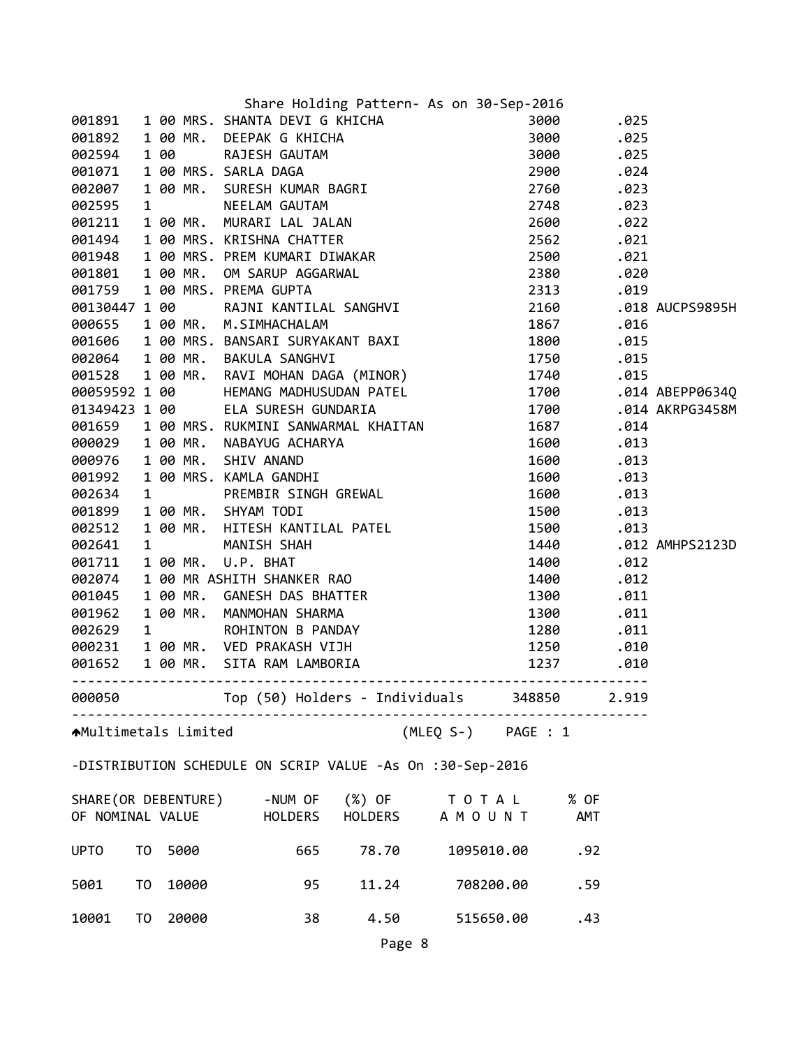Share Holding Pattern- As on 30-Sep-2016

| Folio | | Name | Shares | % | PAN |
|---|---|---|---|---|---|
| 001891 | 1 00 | MRS. SHANTA DEVI G KHICHA | 3000 | .025 | |
| 001892 | 1 00 | MR. DEEPAK G KHICHA | 3000 | .025 | |
| 002594 | 1 00 | RAJESH GAUTAM | 3000 | .025 | |
| 001071 | 1 00 | MRS. SARLA DAGA | 2900 | .024 | |
| 002007 | 1 00 | MR. SURESH KUMAR BAGRI | 2760 | .023 | |
| 002595 | 1 | NEELAM GAUTAM | 2748 | .023 | |
| 001211 | 1 00 | MR. MURARI LAL JALAN | 2600 | .022 | |
| 001494 | 1 00 | MRS. KRISHNA CHATTER | 2562 | .021 | |
| 001948 | 1 00 | MRS. PREM KUMARI DIWAKAR | 2500 | .021 | |
| 001801 | 1 00 | MR. OM SARUP AGGARWAL | 2380 | .020 | |
| 001759 | 1 00 | MRS. PREMA GUPTA | 2313 | .019 | |
| 00130447 | 1 00 | RAJNI KANTILAL SANGHVI | 2160 | .018 | AUCPS9895H |
| 000655 | 1 00 | MR. M.SIMHACHALAM | 1867 | .016 | |
| 001606 | 1 00 | MRS. BANSARI SURYAKANT BAXI | 1800 | .015 | |
| 002064 | 1 00 | MR. BAKULA SANGHVI | 1750 | .015 | |
| 001528 | 1 00 | MR. RAVI MOHAN DAGA (MINOR) | 1740 | .015 | |
| 00059592 | 1 00 | HEMANG MADHUSUDAN PATEL | 1700 | .014 | ABEPP0634Q |
| 01349423 | 1 00 | ELA SURESH GUNDARIA | 1700 | .014 | AKRPG3458M |
| 001659 | 1 00 | MRS. RUKMINI SANWARMAL KHAITAN | 1687 | .014 | |
| 000029 | 1 00 | MR. NABAYUG ACHARYA | 1600 | .013 | |
| 000976 | 1 00 | MR. SHIV ANAND | 1600 | .013 | |
| 001992 | 1 00 | MRS. KAMLA GANDHI | 1600 | .013 | |
| 002634 | 1 | PREMBIR SINGH GREWAL | 1600 | .013 | |
| 001899 | 1 00 | MR. SHYAM TODI | 1500 | .013 | |
| 002512 | 1 00 | MR. HITESH KANTILAL PATEL | 1500 | .013 | |
| 002641 | 1 | MANISH SHAH | 1440 | .012 | AMHPS2123D |
| 001711 | 1 00 | MR. U.P. BHAT | 1400 | .012 | |
| 002074 | 1 00 | MR ASHITH SHANKER RAO | 1400 | .012 | |
| 001045 | 1 00 | MR. GANESH DAS BHATTER | 1300 | .011 | |
| 001962 | 1 00 | MR. MANMOHAN SHARMA | 1300 | .011 | |
| 002629 | 1 | ROHINTON B PANDAY | 1280 | .011 | |
| 000231 | 1 00 | MR. VED PRAKASH VIJH | 1250 | .010 | |
| 001652 | 1 00 | MR. SITA RAM LAMBORIA | 1237 | .010 | |
| 000050 | | Top (50) Holders - Individuals | 348850 | 2.919 | |

Multimetals Limited (MLEQ S-) PAGE : 1

-DISTRIBUTION SCHEDULE ON SCRIP VALUE -As On :30-Sep-2016

| SHARE(OR DEBENTURE) OF NOMINAL VALUE | -NUM OF HOLDERS | (%) OF HOLDERS | T O T A L A M O U N T | % OF AMT |
|---|---|---|---|---|
| UPTO TO 5000 | 665 | 78.70 | 1095010.00 | .92 |
| 5001 TO 10000 | 95 | 11.24 | 708200.00 | .59 |
| 10001 TO 20000 | 38 | 4.50 | 515650.00 | .43 |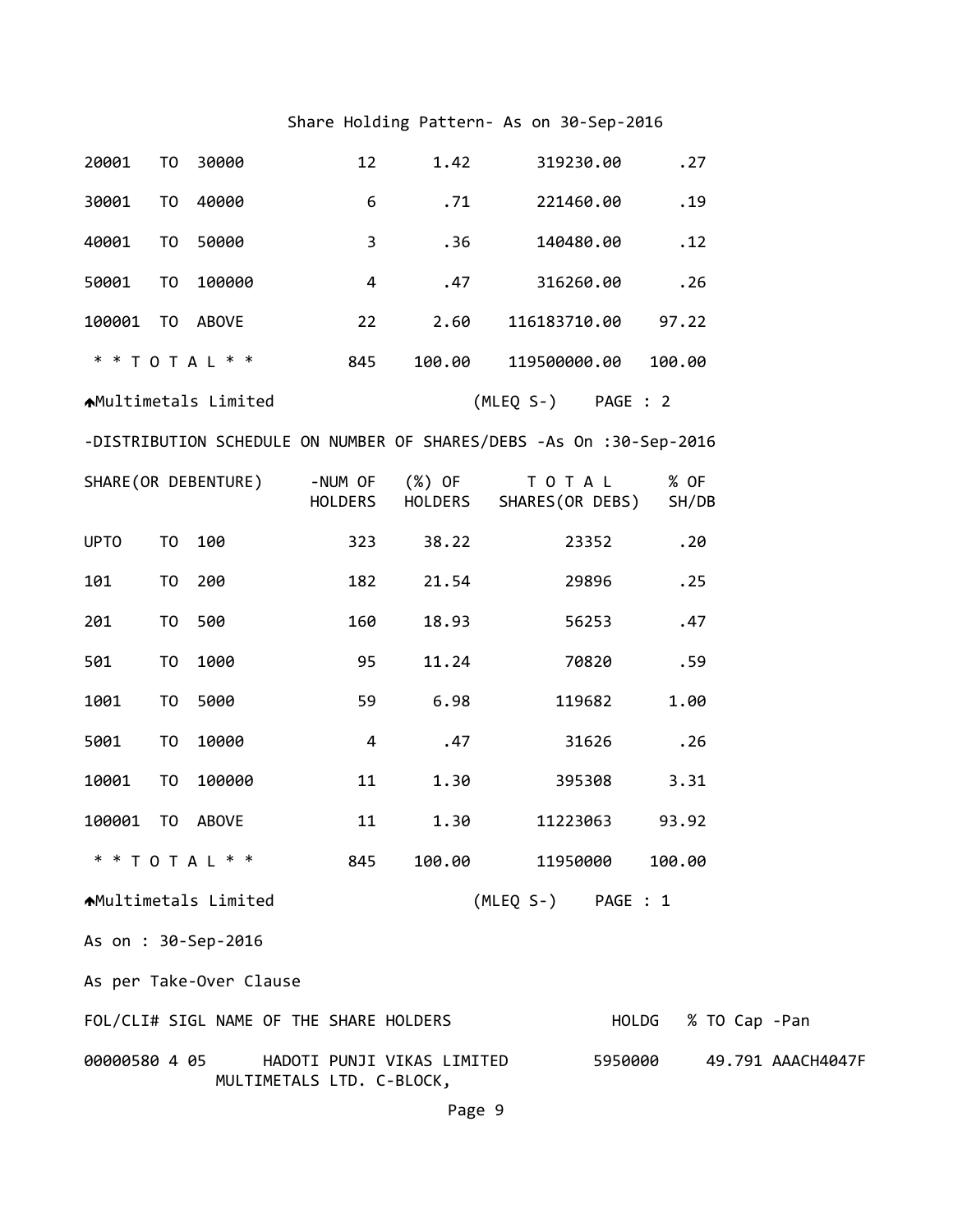Share Holding Pattern- As on 30-Sep-2016

| | | | | | | |
|---|---|---|---|---|---|---|
| 20001 | TO | 30000 | 12 | 1.42 | 319230.00 | .27 |
| 30001 | TO | 40000 | 6 | .71 | 221460.00 | .19 |
| 40001 | TO | 50000 | 3 | .36 | 140480.00 | .12 |
| 50001 | TO | 100000 | 4 | .47 | 316260.00 | .26 |
| 100001 | TO | ABOVE | 22 | 2.60 | 116183710.00 | 97.22 |
| * * T O T A L * * | | | 845 | 100.00 | 119500000.00 | 100.00 |

Multimetals Limited (MLEQ S-) PAGE : 2

-DISTRIBUTION SCHEDULE ON NUMBER OF SHARES/DEBS -As On :30-Sep-2016

| SHARE(OR DEBENTURE) | | | -NUM OF HOLDERS | (%) OF HOLDERS | T O T A L SHARES(OR DEBS) | % OF SH/DB |
|---|---|---|---|---|---|---|
| UPTO | TO | 100 | 323 | 38.22 | 23352 | .20 |
| 101 | TO | 200 | 182 | 21.54 | 29896 | .25 |
| 201 | TO | 500 | 160 | 18.93 | 56253 | .47 |
| 501 | TO | 1000 | 95 | 11.24 | 70820 | .59 |
| 1001 | TO | 5000 | 59 | 6.98 | 119682 | 1.00 |
| 5001 | TO | 10000 | 4 | .47 | 31626 | .26 |
| 10001 | TO | 100000 | 11 | 1.30 | 395308 | 3.31 |
| 100001 | TO | ABOVE | 11 | 1.30 | 11223063 | 93.92 |
| * * T O T A L * * | | | 845 | 100.00 | 11950000 | 100.00 |

Multimetals Limited (MLEQ S-) PAGE : 1

As on : 30-Sep-2016

As per Take-Over Clause

| FOL/CLI# | SIGL | NAME OF THE SHARE HOLDERS | HOLDG | % TO Cap | -Pan |
|---|---|---|---|---|---|
| 00000580 | 4 05 | HADOTI PUNJI VIKAS LIMITED MULTIMETALS LTD. C-BLOCK, | 5950000 | 49.791 | AAACH4047F |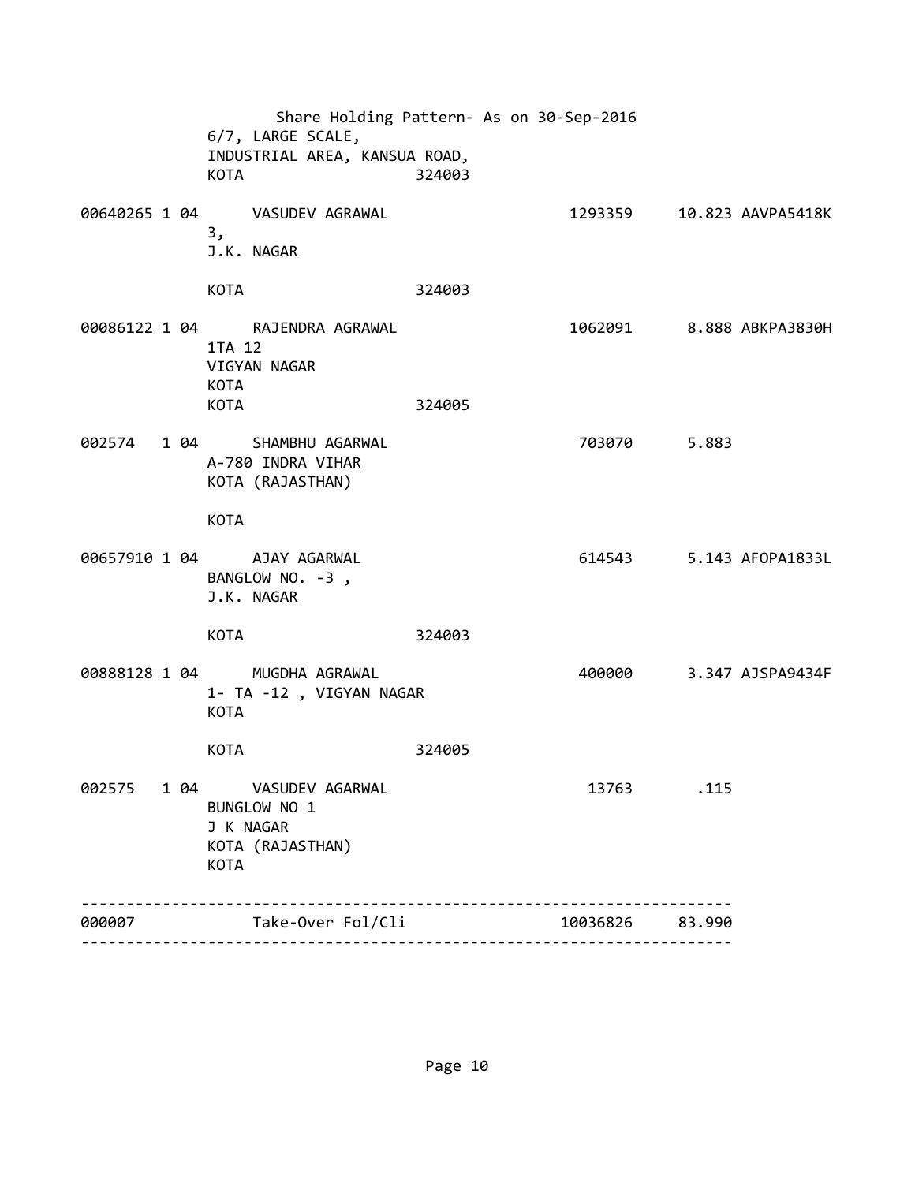Share Holding Pattern- As on 30-Sep-2016

| | | | | | | |
|---|---|---|---|---|---|---|
| | | | 6/7, LARGE SCALE,<br>INDUSTRIAL AREA, KANSUA ROAD,<br>KOTA 324003 | | | |
| 00640265 | 1 | 04 | VASUDEV AGRAWAL<br>3,<br>J.K. NAGAR<br><br>KOTA 324003 | 1293359 | 10.823 | AAVPA5418K |
| 00086122 | 1 | 04 | RAJENDRA AGRAWAL<br>1TA 12<br>VIGYAN NAGAR<br>KOTA<br>KOTA 324005 | 1062091 | 8.888 | ABKPA3830H |
| 002574 | 1 | 04 | SHAMBHU AGARWAL<br>A-780 INDRA VIHAR<br>KOTA (RAJASTHAN)<br><br>KOTA | 703070 | 5.883 | |
| 00657910 | 1 | 04 | AJAY AGARWAL<br>BANGLOW NO. -3 ,<br>J.K. NAGAR<br><br>KOTA 324003 | 614543 | 5.143 | AFOPA1833L |
| 00888128 | 1 | 04 | MUGDHA AGRAWAL<br>1- TA -12 , VIGYAN NAGAR<br>KOTA<br><br>KOTA 324005 | 400000 | 3.347 | AJSPA9434F |
| 002575 | 1 | 04 | VASUDEV AGARWAL<br>BUNGLOW NO 1<br>J K NAGAR<br>KOTA (RAJASTHAN)<br>KOTA | 13763 | .115 | |
| 000007 | | | Take-Over Fol/Cli | 10036826 | 83.990 | |